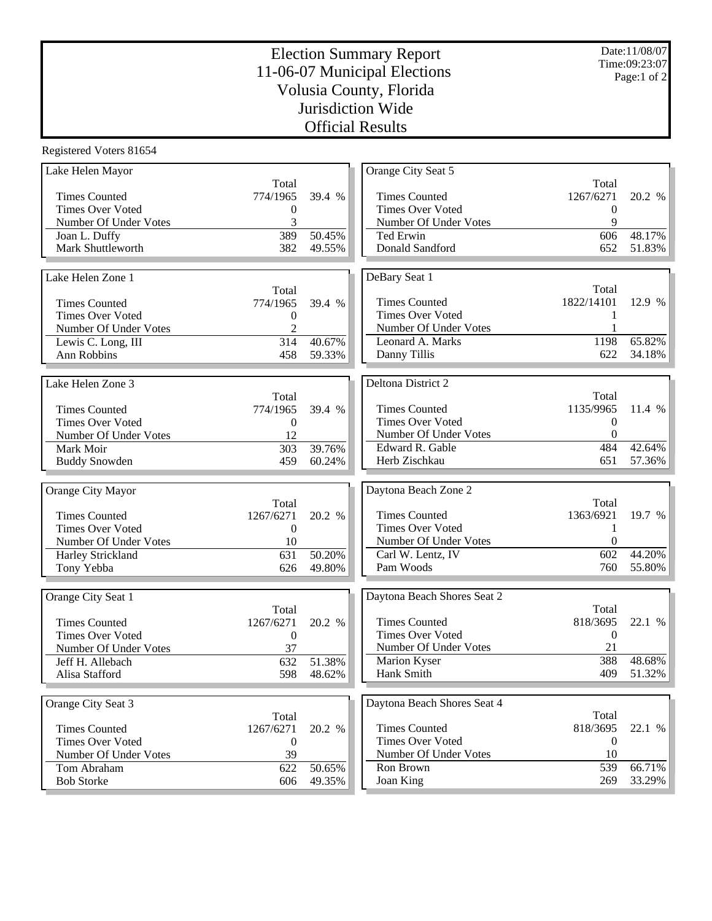# Election Summary Report
## 11-06-07 Municipal Elections
## Volusia County, Florida
## Jurisdiction Wide
## Official Results

Date:11/08/07
Time:09:23:07

Registered Voters 81654

### Lake Helen Mayor

| | Total | |
|---|---|---|
| Times Counted | 774/1965 | 39.4 % |
| Times Over Voted | 0 | |
| Number Of Under Votes | 3 | |
| Joan L. Duffy | 389 | 50.45% |
| Mark Shuttleworth | 382 | 49.55% |

### Lake Helen Zone 1

| | Total | |
|---|---|---|
| Times Counted | 774/1965 | 39.4 % |
| Times Over Voted | 0 | |
| Number Of Under Votes | 2 | |
| Lewis C. Long, III | 314 | 40.67% |
| Ann Robbins | 458 | 59.33% |

### Lake Helen Zone 3

| | Total | |
|---|---|---|
| Times Counted | 774/1965 | 39.4 % |
| Times Over Voted | 0 | |
| Number Of Under Votes | 12 | |
| Mark Moir | 303 | 39.76% |
| Buddy Snowden | 459 | 60.24% |

### Orange City Mayor

| | Total | |
|---|---|---|
| Times Counted | 1267/6271 | 20.2 % |
| Times Over Voted | 0 | |
| Number Of Under Votes | 10 | |
| Harley Strickland | 631 | 50.20% |
| Tony Yebba | 626 | 49.80% |

### Orange City Seat 1

| | Total | |
|---|---|---|
| Times Counted | 1267/6271 | 20.2 % |
| Times Over Voted | 0 | |
| Number Of Under Votes | 37 | |
| Jeff H. Allebach | 632 | 51.38% |
| Alisa Stafford | 598 | 48.62% |

### Orange City Seat 3

| | Total | |
|---|---|---|
| Times Counted | 1267/6271 | 20.2 % |
| Times Over Voted | 0 | |
| Number Of Under Votes | 39 | |
| Tom Abraham | 622 | 50.65% |
| Bob Storke | 606 | 49.35% |

### Orange City Seat 5

| | Total | |
|---|---|---|
| Times Counted | 1267/6271 | 20.2 % |
| Times Over Voted | 0 | |
| Number Of Under Votes | 9 | |
| Ted Erwin | 606 | 48.17% |
| Donald Sandford | 652 | 51.83% |

### DeBary Seat 1

| | Total | |
|---|---|---|
| Times Counted | 1822/14101 | 12.9 % |
| Times Over Voted | 1 | |
| Number Of Under Votes | 1 | |
| Leonard A. Marks | 1198 | 65.82% |
| Danny Tillis | 622 | 34.18% |

### Deltona District 2

| | Total | |
|---|---|---|
| Times Counted | 1135/9965 | 11.4 % |
| Times Over Voted | 0 | |
| Number Of Under Votes | 0 | |
| Edward R. Gable | 484 | 42.64% |
| Herb Zischkau | 651 | 57.36% |

### Daytona Beach Zone 2

| | Total | |
|---|---|---|
| Times Counted | 1363/6921 | 19.7 % |
| Times Over Voted | 1 | |
| Number Of Under Votes | 0 | |
| Carl W. Lentz, IV | 602 | 44.20% |
| Pam Woods | 760 | 55.80% |

### Daytona Beach Shores Seat 2

| | Total | |
|---|---|---|
| Times Counted | 818/3695 | 22.1 % |
| Times Over Voted | 0 | |
| Number Of Under Votes | 21 | |
| Marion Kyser | 388 | 48.68% |
| Hank Smith | 409 | 51.32% |

### Daytona Beach Shores Seat 4

| | Total | |
|---|---|---|
| Times Counted | 818/3695 | 22.1 % |
| Times Over Voted | 0 | |
| Number Of Under Votes | 10 | |
| Ron Brown | 539 | 66.71% |
| Joan King | 269 | 33.29% |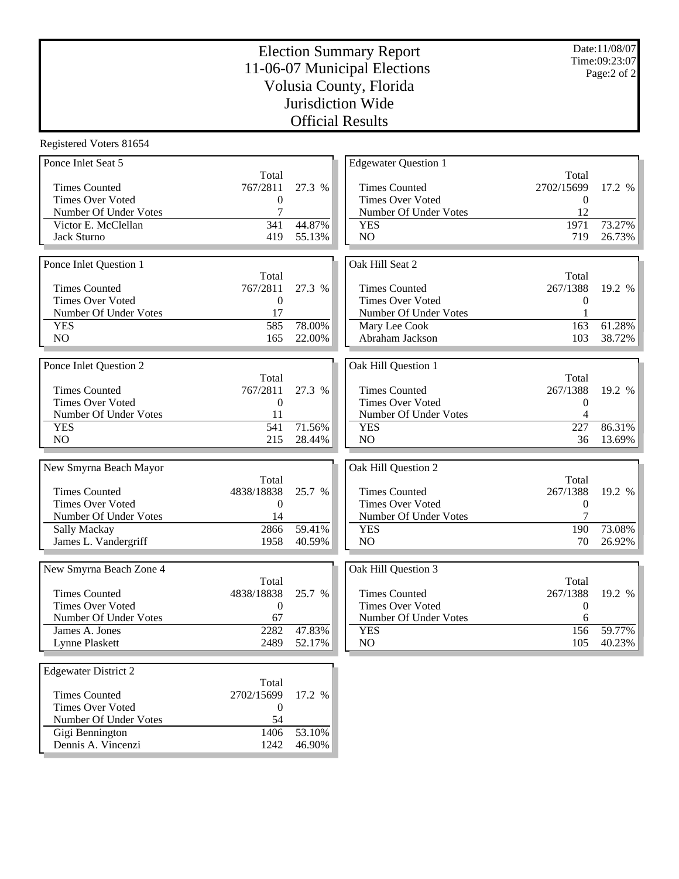# Election Summary Report
## 11-06-07 Municipal Elections
## Volusia County, Florida
## Jurisdiction Wide
## Official Results

Date:11/08/07
Time:09:23:07

Registered Voters 81654

### Ponce Inlet Seat 5

| | Total | |
|---|---|---|
| Times Counted | 767/2811 | 27.3 % |
| Times Over Voted | 0 | |
| Number Of Under Votes | 7 | |
| Victor E. McClellan | 341 | 44.87% |
| Jack Sturno | 419 | 55.13% |

### Ponce Inlet Question 1

| | Total | |
|---|---|---|
| Times Counted | 767/2811 | 27.3 % |
| Times Over Voted | 0 | |
| Number Of Under Votes | 17 | |
| YES | 585 | 78.00% |
| NO | 165 | 22.00% |

### Ponce Inlet Question 2

| | Total | |
|---|---|---|
| Times Counted | 767/2811 | 27.3 % |
| Times Over Voted | 0 | |
| Number Of Under Votes | 11 | |
| YES | 541 | 71.56% |
| NO | 215 | 28.44% |

### New Smyrna Beach Mayor

| | Total | |
|---|---|---|
| Times Counted | 4838/18838 | 25.7 % |
| Times Over Voted | 0 | |
| Number Of Under Votes | 14 | |
| Sally Mackay | 2866 | 59.41% |
| James L. Vandergriff | 1958 | 40.59% |

### New Smyrna Beach Zone 4

| | Total | |
|---|---|---|
| Times Counted | 4838/18838 | 25.7 % |
| Times Over Voted | 0 | |
| Number Of Under Votes | 67 | |
| James A. Jones | 2282 | 47.83% |
| Lynne Plaskett | 2489 | 52.17% |

### Edgewater District 2

| | Total | |
|---|---|---|
| Times Counted | 2702/15699 | 17.2 % |
| Times Over Voted | 0 | |
| Number Of Under Votes | 54 | |
| Gigi Bennington | 1406 | 53.10% |
| Dennis A. Vincenzi | 1242 | 46.90% |

### Edgewater Question 1

| | Total | |
|---|---|---|
| Times Counted | 2702/15699 | 17.2 % |
| Times Over Voted | 0 | |
| Number Of Under Votes | 12 | |
| YES | 1971 | 73.27% |
| NO | 719 | 26.73% |

### Oak Hill Seat 2

| | Total | |
|---|---|---|
| Times Counted | 267/1388 | 19.2 % |
| Times Over Voted | 0 | |
| Number Of Under Votes | 1 | |
| Mary Lee Cook | 163 | 61.28% |
| Abraham Jackson | 103 | 38.72% |

### Oak Hill Question 1

| | Total | |
|---|---|---|
| Times Counted | 267/1388 | 19.2 % |
| Times Over Voted | 0 | |
| Number Of Under Votes | 4 | |
| YES | 227 | 86.31% |
| NO | 36 | 13.69% |

### Oak Hill Question 2

| | Total | |
|---|---|---|
| Times Counted | 267/1388 | 19.2 % |
| Times Over Voted | 0 | |
| Number Of Under Votes | 7 | |
| YES | 190 | 73.08% |
| NO | 70 | 26.92% |

### Oak Hill Question 3

| | Total | |
|---|---|---|
| Times Counted | 267/1388 | 19.2 % |
| Times Over Voted | 0 | |
| Number Of Under Votes | 6 | |
| YES | 156 | 59.77% |
| NO | 105 | 40.23% |